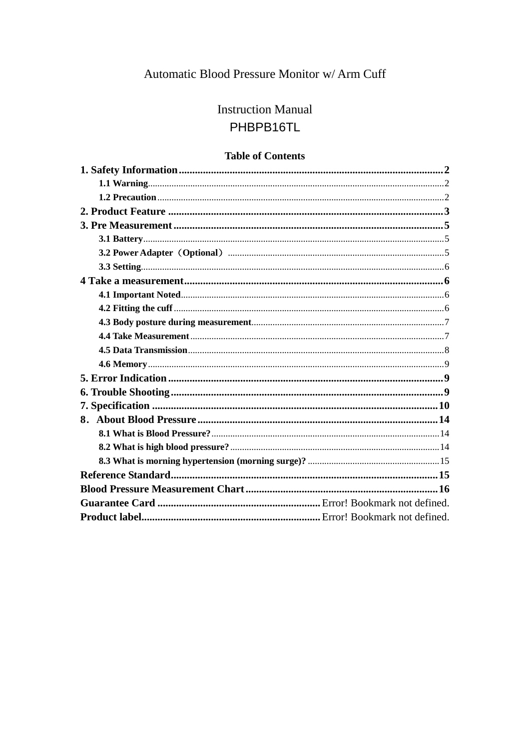# Automatic Blood Pressure Monitor w/ Arm Cuff

## Instruction Manual

## PHBPB16TL

**Table of Contents**

**1. Safety Information** ........................................ **2**
- **1.1 Warning** ........................................ 2
- **1.2 Precaution** ........................................ 2

**2. Product Feature** ........................................ **3**

**3. Pre Measurement** ........................................ **5**
- **3.1 Battery** ........................................ 5
- **3.2 Power Adapter（Optional）** ........................................ 5
- **3.3 Setting** ........................................ 6

**4 Take a measurement** ........................................ **6**
- **4.1 Important Noted** ........................................ 6
- **4.2 Fitting the cuff** ........................................ 6
- **4.3 Body posture during measurement** ........................................ 7
- **4.4 Take Measurement** ........................................ 7
- **4.5 Data Transmission** ........................................ 8
- **4.6 Memory** ........................................ 9

**5. Error Indication** ........................................ **9**

**6. Trouble Shooting** ........................................ **9**

**7. Specification** ........................................ **10**

**8．About Blood Pressure** ........................................ **14**
- **8.1 What is Blood Pressure?** ........................................ 14
- **8.2 What is high blood pressure?** ........................................ 14
- **8.3 What is morning hypertension (morning surge)?** ........................................ 15

**Reference Standard** ........................................ **15**

**Blood Pressure Measurement Chart** ........................................ **16**

**Guarantee Card** ........................................ Error! Bookmark not defined.

**Product label** ........................................ Error! Bookmark not defined.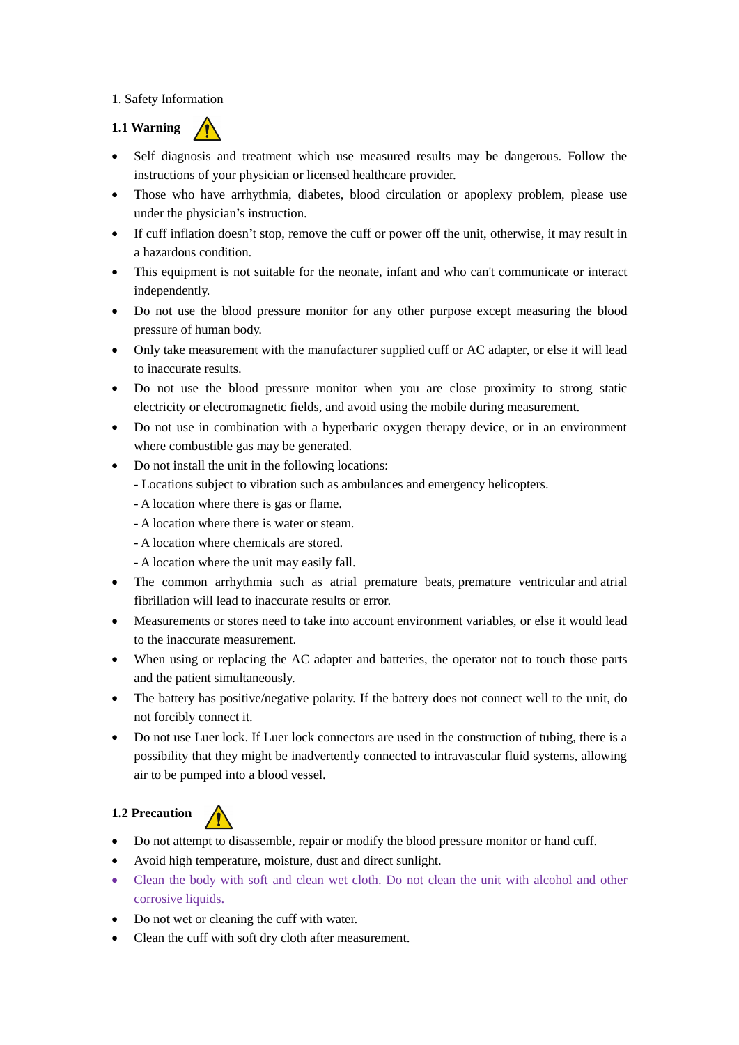# 1. Safety Information

## 1.1 Warning ⚠

- Self diagnosis and treatment which use measured results may be dangerous. Follow the instructions of your physician or licensed healthcare provider.
- Those who have arrhythmia, diabetes, blood circulation or apoplexy problem, please use under the physician's instruction.
- If cuff inflation doesn't stop, remove the cuff or power off the unit, otherwise, it may result in a hazardous condition.
- This equipment is not suitable for the neonate, infant and who can't communicate or interact independently.
- Do not use the blood pressure monitor for any other purpose except measuring the blood pressure of human body.
- Only take measurement with the manufacturer supplied cuff or AC adapter, or else it will lead to inaccurate results.
- Do not use the blood pressure monitor when you are close proximity to strong static electricity or electromagnetic fields, and avoid using the mobile during measurement.
- Do not use in combination with a hyperbaric oxygen therapy device, or in an environment where combustible gas may be generated.
- Do not install the unit in the following locations:
  - Locations subject to vibration such as ambulances and emergency helicopters.
  - A location where there is gas or flame.
  - A location where there is water or steam.
  - A location where chemicals are stored.
  - A location where the unit may easily fall.
- The common arrhythmia such as atrial premature beats, premature ventricular and atrial fibrillation will lead to inaccurate results or error.
- Measurements or stores need to take into account environment variables, or else it would lead to the inaccurate measurement.
- When using or replacing the AC adapter and batteries, the operator not to touch those parts and the patient simultaneously.
- The battery has positive/negative polarity. If the battery does not connect well to the unit, do not forcibly connect it.
- Do not use Luer lock. If Luer lock connectors are used in the construction of tubing, there is a possibility that they might be inadvertently connected to intravascular fluid systems, allowing air to be pumped into a blood vessel.

## 1.2 Precaution ⚠

- Do not attempt to disassemble, repair or modify the blood pressure monitor or hand cuff.
- Avoid high temperature, moisture, dust and direct sunlight.
- Clean the body with soft and clean wet cloth. Do not clean the unit with alcohol and other corrosive liquids.
- Do not wet or cleaning the cuff with water.
- Clean the cuff with soft dry cloth after measurement.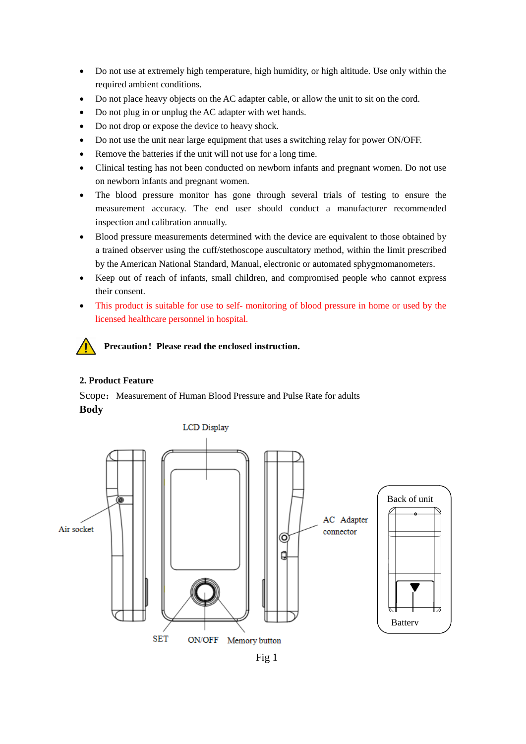- Do not use at extremely high temperature, high humidity, or high altitude. Use only within the required ambient conditions.
- Do not place heavy objects on the AC adapter cable, or allow the unit to sit on the cord.
- Do not plug in or unplug the AC adapter with wet hands.
- Do not drop or expose the device to heavy shock.
- Do not use the unit near large equipment that uses a switching relay for power ON/OFF.
- Remove the batteries if the unit will not use for a long time.
- Clinical testing has not been conducted on newborn infants and pregnant women. Do not use on newborn infants and pregnant women.
- The blood pressure monitor has gone through several trials of testing to ensure the measurement accuracy. The end user should conduct a manufacturer recommended inspection and calibration annually.
- Blood pressure measurements determined with the device are equivalent to those obtained by a trained observer using the cuff/stethoscope auscultatory method, within the limit prescribed by the American National Standard, Manual, electronic or automated sphygmomanometers.
- Keep out of reach of infants, small children, and compromised people who cannot express their consent.
- This product is suitable for use to self- monitoring of blood pressure in home or used by the licensed healthcare personnel in hospital.

**Precaution！ Please read the enclosed instruction.**

### 2. Product Feature

Scope： Measurement of Human Blood Pressure and Pulse Rate for adults

**Body**

LCD Display

Air socket

AC Adapter connector

Back of unit

Battery

SET ON/OFF Memory button

Fig 1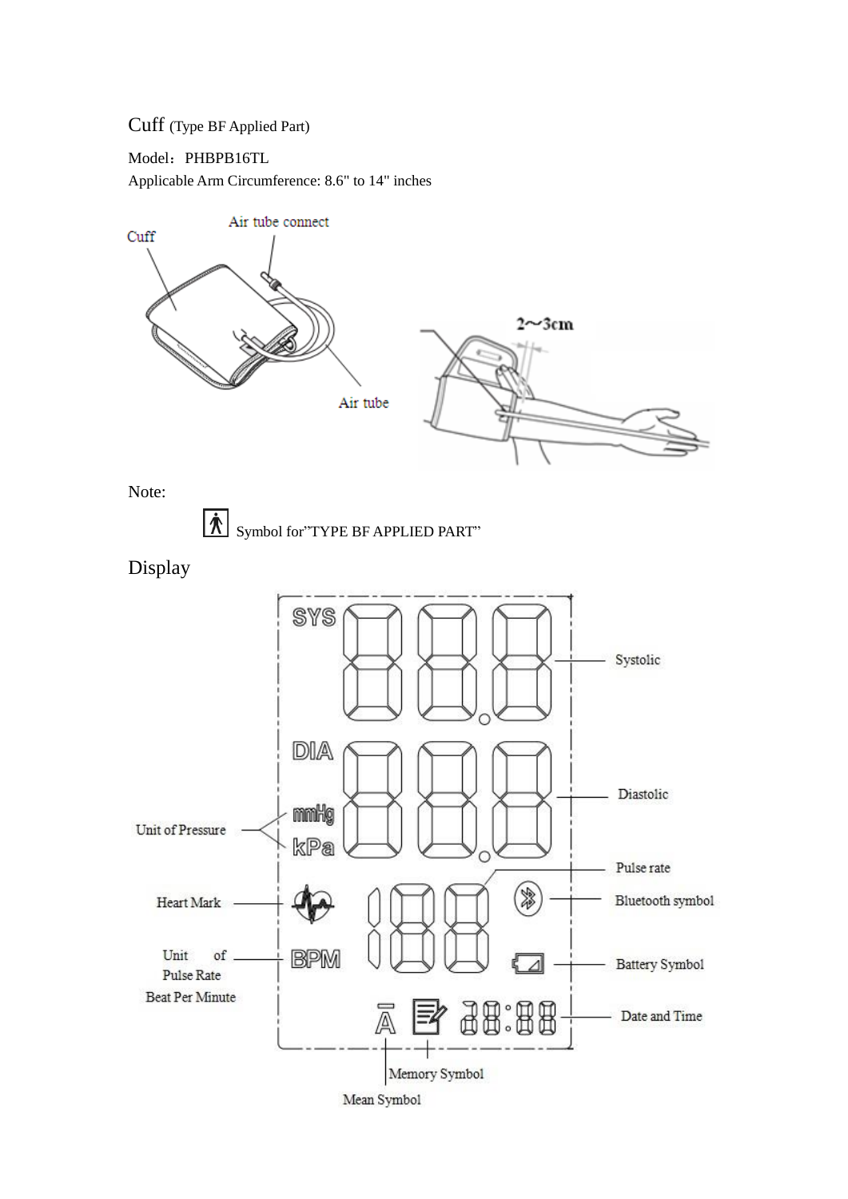## Cuff (Type BF Applied Part)

Model：PHBPB16TL

Applicable Arm Circumference: 8.6" to 14" inches

Cuff

Air tube connect

Air tube

2～3cm

Note:

Symbol for"TYPE BF APPLIED PART"

## Display

SYS

DIA

mmHg

kPa

BPM

Systolic

Diastolic

Unit of Pressure

Pulse rate

Heart Mark

Bluetooth symbol

Unit of Pulse Rate Beat Per Minute

Battery Symbol

Date and Time

Memory Symbol

Mean Symbol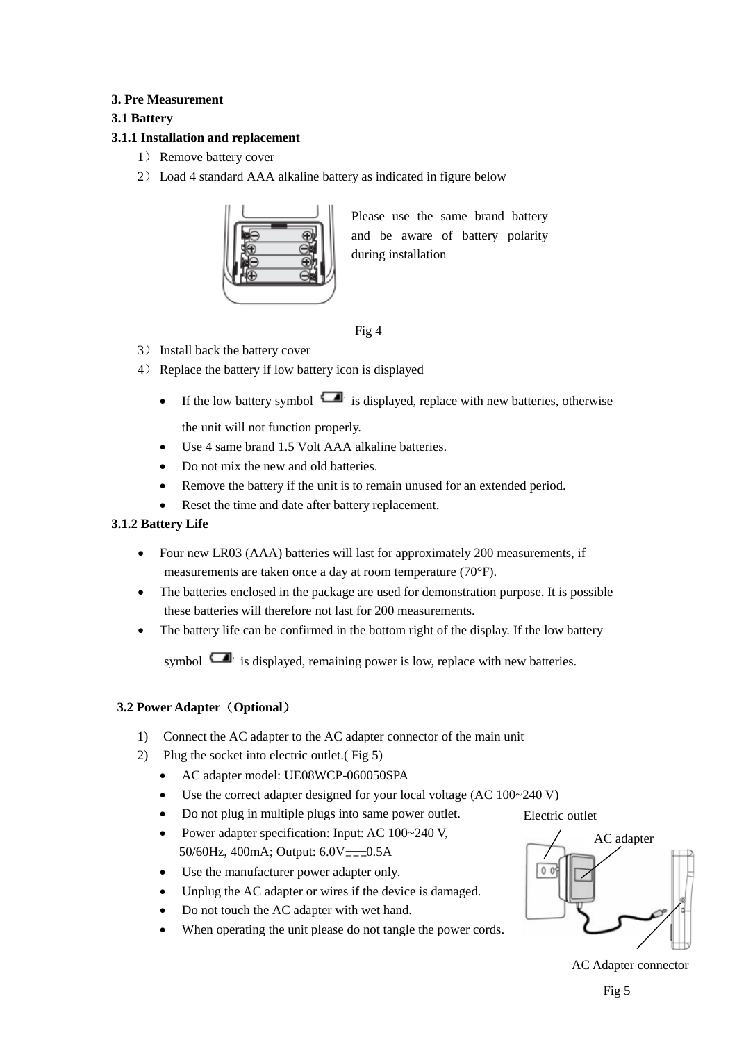### 3. Pre Measurement

### 3.1 Battery

#### 3.1.1 Installation and replacement

1） Remove battery cover

2） Load 4 standard AAA alkaline battery as indicated in figure below

Please use the same brand battery and be aware of battery polarity during installation

Fig 4

3） Install back the battery cover

4） Replace the battery if low battery icon is displayed

- If the low battery symbol is displayed, replace with new batteries, otherwise the unit will not function properly.
- Use 4 same brand 1.5 Volt AAA alkaline batteries.
- Do not mix the new and old batteries.
- Remove the battery if the unit is to remain unused for an extended period.
- Reset the time and date after battery replacement.

#### 3.1.2 Battery Life

- Four new LR03 (AAA) batteries will last for approximately 200 measurements, if measurements are taken once a day at room temperature (70°F).
- The batteries enclosed in the package are used for demonstration purpose. It is possible these batteries will therefore not last for 200 measurements.
- The battery life can be confirmed in the bottom right of the display. If the low battery symbol is displayed, remaining power is low, replace with new batteries.

### 3.2 Power Adapter（Optional）

1) Connect the AC adapter to the AC adapter connector of the main unit
2) Plug the socket into electric outlet.( Fig 5)

- AC adapter model: UE08WCP-060050SPA
- Use the correct adapter designed for your local voltage (AC 100~240 V)
- Do not plug in multiple plugs into same power outlet.
- Power adapter specification: Input: AC 100~240 V, 50/60Hz, 400mA; Output: 6.0V⎓0.5A
- Use the manufacturer power adapter only.
- Unplug the AC adapter or wires if the device is damaged.
- Do not touch the AC adapter with wet hand.
- When operating the unit please do not tangle the power cords.

Electric outlet

AC adapter

AC Adapter connector

Fig 5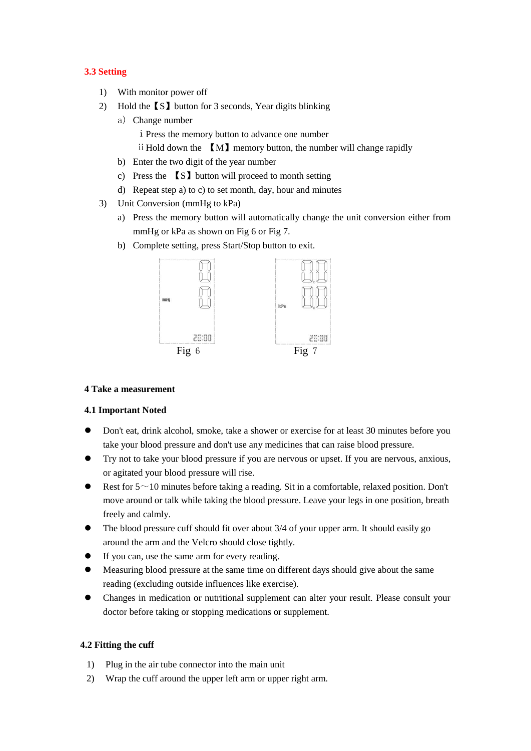### 3.3 Setting

1) With monitor power off
2) Hold the【S】button for 3 seconds, Year digits blinking
   a) Change number
      i Press the memory button to advance one number
      ii Hold down the 【M】memory button, the number will change rapidly
   b) Enter the two digit of the year number
   c) Press the 【S】button will proceed to month setting
   d) Repeat step a) to c) to set month, day, hour and minutes
3) Unit Conversion (mmHg to kPa)
   a) Press the memory button will automatically change the unit conversion either from mmHg or kPa as shown on Fig 6 or Fig 7.
   b) Complete setting, press Start/Stop button to exit.

Fig 6

Fig 7

## 4 Take a measurement

### 4.1 Important Noted

- Don't eat, drink alcohol, smoke, take a shower or exercise for at least 30 minutes before you take your blood pressure and don't use any medicines that can raise blood pressure.
- Try not to take your blood pressure if you are nervous or upset. If you are nervous, anxious, or agitated your blood pressure will rise.
- Rest for 5～10 minutes before taking a reading. Sit in a comfortable, relaxed position. Don't move around or talk while taking the blood pressure. Leave your legs in one position, breath freely and calmly.
- The blood pressure cuff should fit over about 3/4 of your upper arm. It should easily go around the arm and the Velcro should close tightly.
- If you can, use the same arm for every reading.
- Measuring blood pressure at the same time on different days should give about the same reading (excluding outside influences like exercise).
- Changes in medication or nutritional supplement can alter your result. Please consult your doctor before taking or stopping medications or supplement.

### 4.2 Fitting the cuff

1) Plug in the air tube connector into the main unit
2) Wrap the cuff around the upper left arm or upper right arm.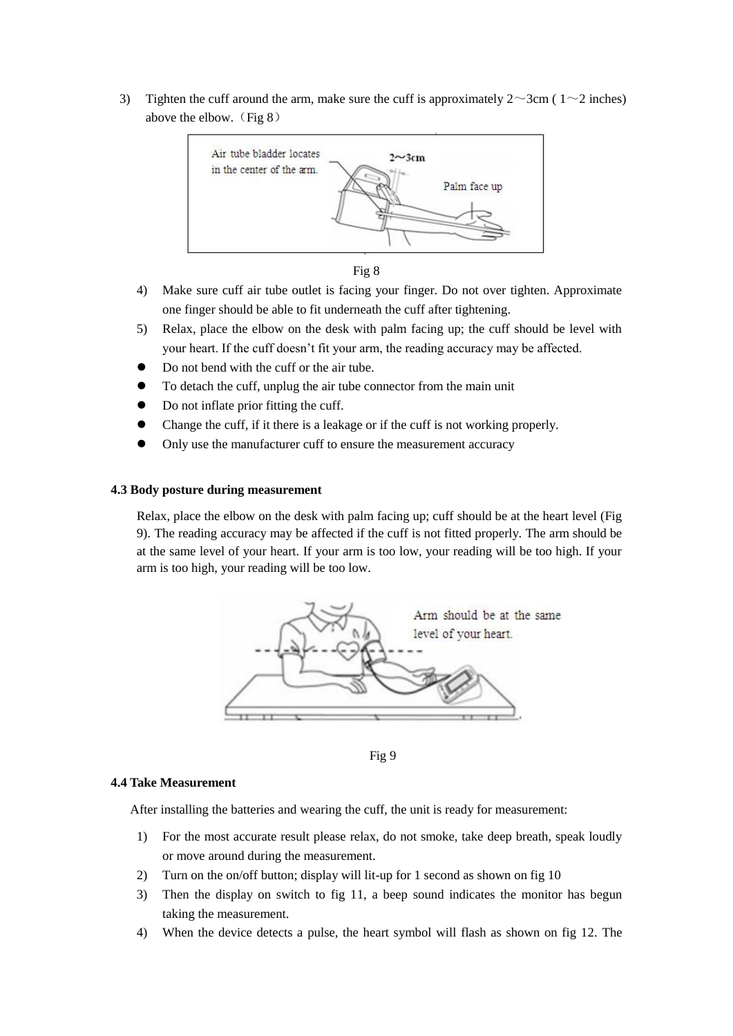3) Tighten the cuff around the arm, make sure the cuff is approximately 2～3cm ( 1～2 inches) above the elbow.（Fig 8）

Fig 8

4) Make sure cuff air tube outlet is facing your finger. Do not over tighten. Approximate one finger should be able to fit underneath the cuff after tightening.
5) Relax, place the elbow on the desk with palm facing up; the cuff should be level with your heart. If the cuff doesn't fit your arm, the reading accuracy may be affected.

- Do not bend with the cuff or the air tube.
- To detach the cuff, unplug the air tube connector from the main unit
- Do not inflate prior fitting the cuff.
- Change the cuff, if it there is a leakage or if the cuff is not working properly.
- Only use the manufacturer cuff to ensure the measurement accuracy

**4.3 Body posture during measurement**

Relax, place the elbow on the desk with palm facing up; cuff should be at the heart level (Fig 9). The reading accuracy may be affected if the cuff is not fitted properly. The arm should be at the same level of your heart. If your arm is too low, your reading will be too high. If your arm is too high, your reading will be too low.

Fig 9

**4.4 Take Measurement**

After installing the batteries and wearing the cuff, the unit is ready for measurement:

1) For the most accurate result please relax, do not smoke, take deep breath, speak loudly or move around during the measurement.
2) Turn on the on/off button; display will lit-up for 1 second as shown on fig 10
3) Then the display on switch to fig 11, a beep sound indicates the monitor has begun taking the measurement.
4) When the device detects a pulse, the heart symbol will flash as shown on fig 12. The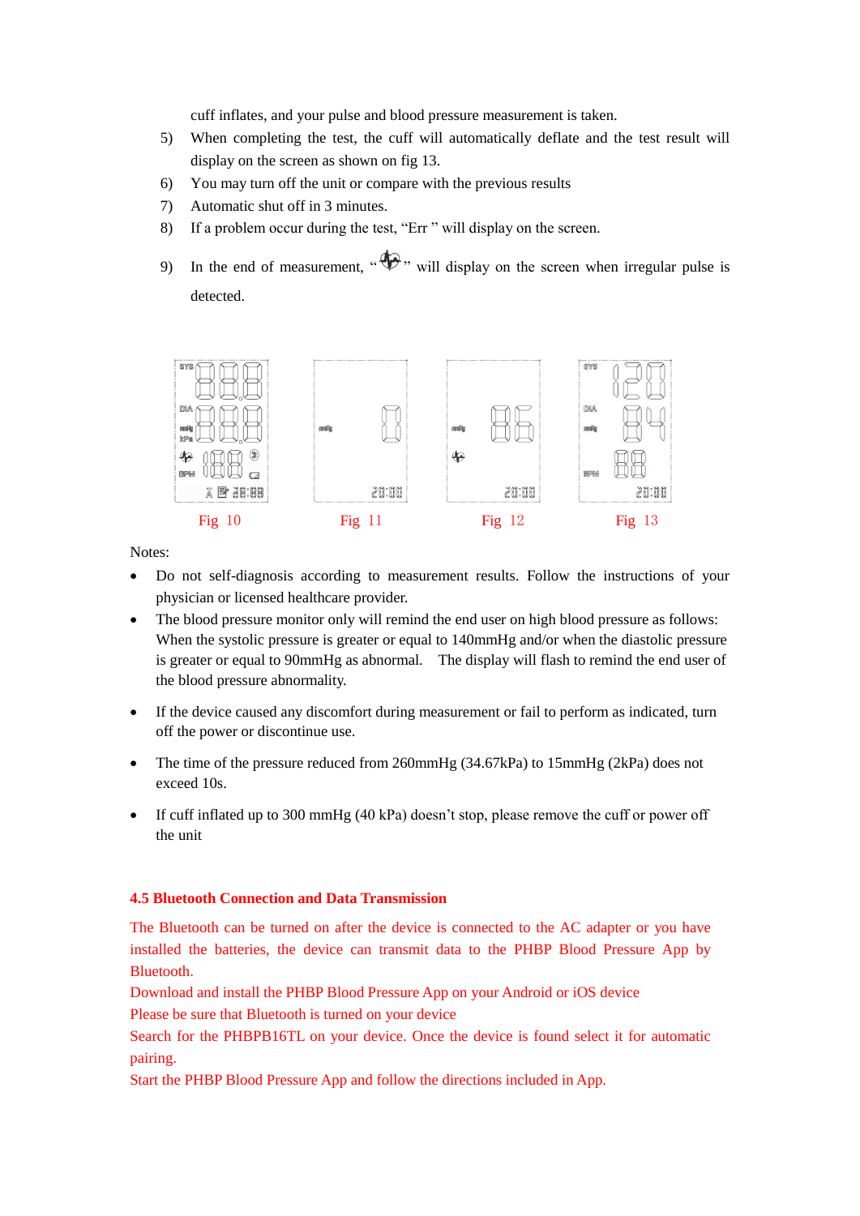cuff inflates, and your pulse and blood pressure measurement is taken.

5) When completing the test, the cuff will automatically deflate and the test result will display on the screen as shown on fig 13.
6) You may turn off the unit or compare with the previous results
7) Automatic shut off in 3 minutes.
8) If a problem occur during the test, “Err ” will display on the screen.
9) In the end of measurement, “ ” will display on the screen when irregular pulse is detected.

Fig 10 Fig 11 Fig 12 Fig 13

Notes:

- Do not self-diagnosis according to measurement results. Follow the instructions of your physician or licensed healthcare provider.
- The blood pressure monitor only will remind the end user on high blood pressure as follows: When the systolic pressure is greater or equal to 140mmHg and/or when the diastolic pressure is greater or equal to 90mmHg as abnormal. The display will flash to remind the end user of the blood pressure abnormality.
- If the device caused any discomfort during measurement or fail to perform as indicated, turn off the power or discontinue use.
- The time of the pressure reduced from 260mmHg (34.67kPa) to 15mmHg (2kPa) does not exceed 10s.
- If cuff inflated up to 300 mmHg (40 kPa) doesn’t stop, please remove the cuff or power off the unit

**4.5 Bluetooth Connection and Data Transmission**

The Bluetooth can be turned on after the device is connected to the AC adapter or you have installed the batteries, the device can transmit data to the PHBP Blood Pressure App by Bluetooth.

Download and install the PHBP Blood Pressure App on your Android or iOS device

Please be sure that Bluetooth is turned on your device

Search for the PHBPB16TL on your device. Once the device is found select it for automatic pairing.

Start the PHBP Blood Pressure App and follow the directions included in App.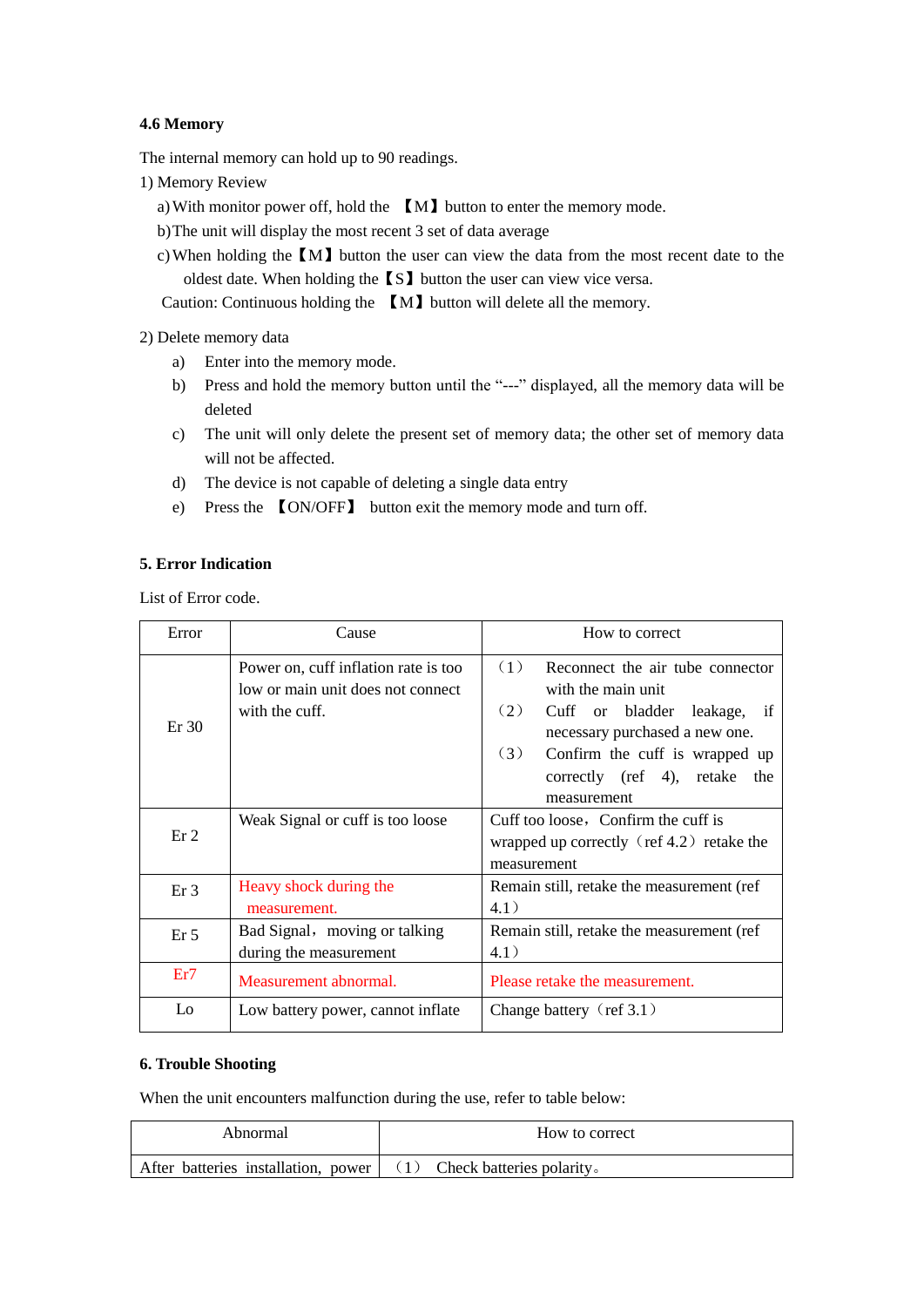### 4.6 Memory

The internal memory can hold up to 90 readings.

1) Memory Review

a) With monitor power off, hold the 【M】 button to enter the memory mode.

b) The unit will display the most recent 3 set of data average

c) When holding the【M】button the user can view the data from the most recent date to the oldest date. When holding the【S】button the user can view vice versa.

Caution: Continuous holding the 【M】button will delete all the memory.

2) Delete memory data

a) Enter into the memory mode.

b) Press and hold the memory button until the "---" displayed, all the memory data will be deleted

c) The unit will only delete the present set of memory data; the other set of memory data will not be affected.

d) The device is not capable of deleting a single data entry

e) Press the 【ON/OFF】 button exit the memory mode and turn off.

### 5. Error Indication

List of Error code.

| Error | Cause | How to correct |
|---|---|---|
| Er 30 | Power on, cuff inflation rate is too low or main unit does not connect with the cuff. | （1） Reconnect the air tube connector with the main unit<br>（2） Cuff or bladder leakage, if necessary purchased a new one.<br>（3） Confirm the cuff is wrapped up correctly (ref 4), retake the measurement |
| Er 2 | Weak Signal or cuff is too loose | Cuff too loose，Confirm the cuff is wrapped up correctly（ref 4.2）retake the measurement |
| Er 3 | Heavy shock during the measurement. | Remain still, retake the measurement (ref 4.1） |
| Er 5 | Bad Signal，moving or talking during the measurement | Remain still, retake the measurement (ref 4.1） |
| Er7 | Measurement abnormal. | Please retake the measurement. |
| Lo | Low battery power, cannot inflate | Change battery（ref 3.1） |

### 6. Trouble Shooting

When the unit encounters malfunction during the use, refer to table below:

| Abnormal | How to correct |
|---|---|
| After batteries installation, power | （1） Check batteries polarity。 |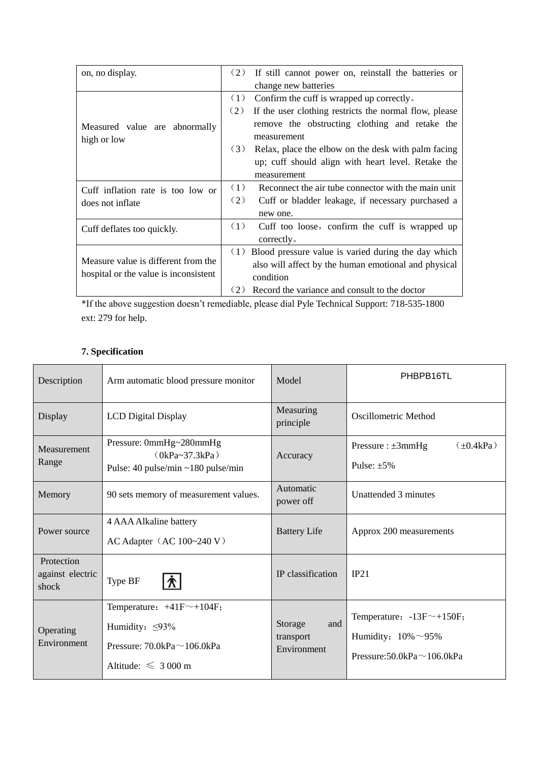| on, no display. | （2） If still cannot power on, reinstall the batteries or change new batteries |
|---|---|
| Measured value are abnormally high or low | （1） Confirm the cuff is wrapped up correctly。<br>（2） If the user clothing restricts the normal flow, please remove the obstructing clothing and retake the measurement<br>（3） Relax, place the elbow on the desk with palm facing up; cuff should align with heart level. Retake the measurement |
| Cuff inflation rate is too low or does not inflate | （1） Reconnect the air tube connector with the main unit<br>（2） Cuff or bladder leakage, if necessary purchased a new one. |
| Cuff deflates too quickly. | （1） Cuff too loose，confirm the cuff is wrapped up correctly。 |
| Measure value is different from the hospital or the value is inconsistent | （1）Blood pressure value is varied during the day which also will affect by the human emotional and physical condition<br>（2） Record the variance and consult to the doctor |

*If the above suggestion doesn't remediable, please dial Pyle Technical Support: 718-535-1800 ext: 279 for help.

**7. Specification**

| Description | Arm automatic blood pressure monitor | Model | PHBPB16TL |
|---|---|---|---|
| Display | LCD Digital Display | Measuring principle | Oscillometric Method |
| Measurement Range | Pressure: 0mmHg~280mmHg （0kPa~37.3kPa）<br>Pulse: 40 pulse/min ~180 pulse/min | Accuracy | Pressure : ±3mmHg （±0.4kPa）<br>Pulse: ±5% |
| Memory | 90 sets memory of measurement values. | Automatic power off | Unattended 3 minutes |
| Power source | 4 AAA Alkaline battery<br>AC Adapter（AC 100~240 V） | Battery Life | Approx 200 measurements |
| Protection against electric shock | Type BF | IP classification | IP21 |
| Operating Environment | Temperature：+41F～+104F；<br>Humidity：≤93%<br>Pressure: 70.0kPa～106.0kPa<br>Altitude: ≤ 3 000 m | Storage and transport Environment | Temperature：-13F～+150F；<br>Humidity：10%～95%<br>Pressure:50.0kPa～106.0kPa |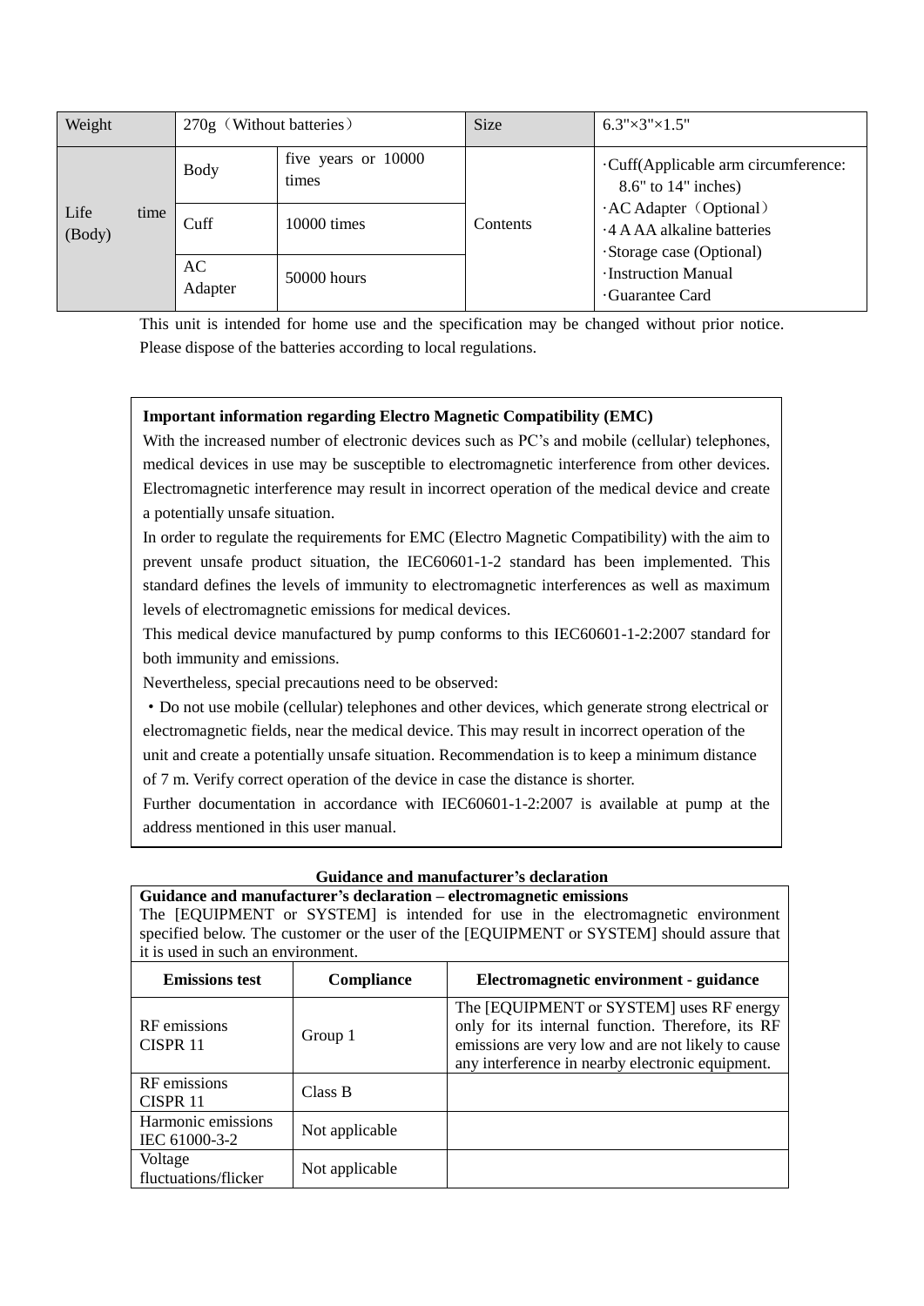| Weight | 270g（Without batteries） | | Size | 6.3"×3"×1.5" |
|---|---|---|---|---|
| Life time (Body) | Body | five years or 10000 times | Contents | ·Cuff(Applicable arm circumference: 8.6" to 14" inches)<br>·AC Adapter（Optional）<br>·4 A AA alkaline batteries<br>·Storage case (Optional)<br>·Instruction Manual<br>·Guarantee Card |
| | Cuff | 10000 times | | |
| | AC Adapter | 50000 hours | | |

This unit is intended for home use and the specification may be changed without prior notice. Please dispose of the batteries according to local regulations.

**Important information regarding Electro Magnetic Compatibility (EMC)**

With the increased number of electronic devices such as PC's and mobile (cellular) telephones, medical devices in use may be susceptible to electromagnetic interference from other devices. Electromagnetic interference may result in incorrect operation of the medical device and create a potentially unsafe situation.

In order to regulate the requirements for EMC (Electro Magnetic Compatibility) with the aim to prevent unsafe product situation, the IEC60601-1-2 standard has been implemented. This standard defines the levels of immunity to electromagnetic interferences as well as maximum levels of electromagnetic emissions for medical devices.

This medical device manufactured by pump conforms to this IEC60601-1-2:2007 standard for both immunity and emissions.

Nevertheless, special precautions need to be observed:

・Do not use mobile (cellular) telephones and other devices, which generate strong electrical or electromagnetic fields, near the medical device. This may result in incorrect operation of the unit and create a potentially unsafe situation. Recommendation is to keep a minimum distance of 7 m. Verify correct operation of the device in case the distance is shorter.

Further documentation in accordance with IEC60601-1-2:2007 is available at pump at the address mentioned in this user manual.

**Guidance and manufacturer's declaration**

**Guidance and manufacturer's declaration – electromagnetic emissions**

The [EQUIPMENT or SYSTEM] is intended for use in the electromagnetic environment specified below. The customer or the user of the [EQUIPMENT or SYSTEM] should assure that it is used in such an environment.

| Emissions test | Compliance | Electromagnetic environment - guidance |
|---|---|---|
| RF emissions CISPR 11 | Group 1 | The [EQUIPMENT or SYSTEM] uses RF energy only for its internal function. Therefore, its RF emissions are very low and are not likely to cause any interference in nearby electronic equipment. |
| RF emissions CISPR 11 | Class B | |
| Harmonic emissions IEC 61000-3-2 | Not applicable | |
| Voltage fluctuations/flicker | Not applicable | |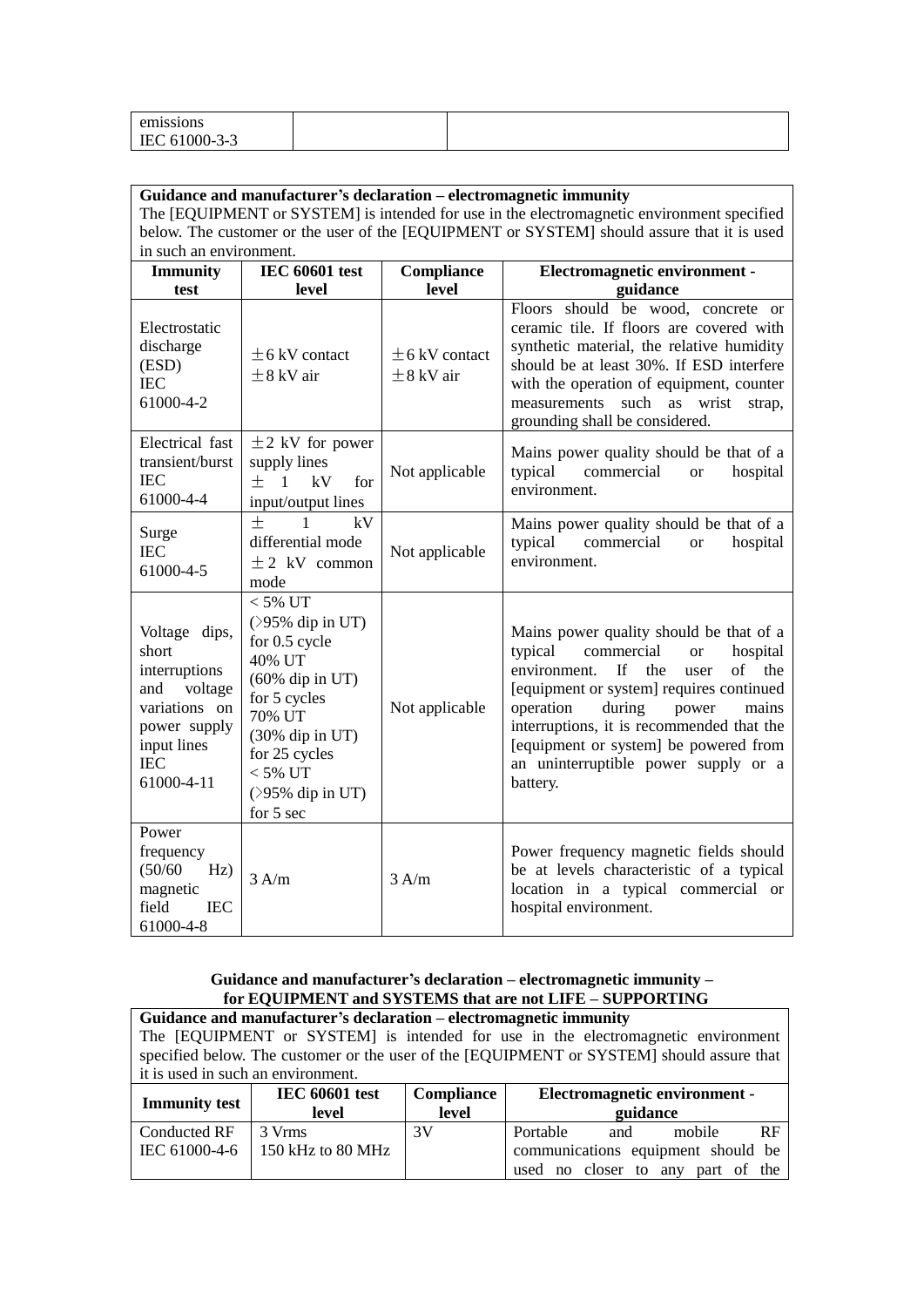| emissions IEC 61000-3-3 | | |
|---|---|---|

**Guidance and manufacturer's declaration – electromagnetic immunity**

The [EQUIPMENT or SYSTEM] is intended for use in the electromagnetic environment specified below. The customer or the user of the [EQUIPMENT or SYSTEM] should assure that it is used in such an environment.

| Immunity test | IEC 60601 test level | Compliance level | Electromagnetic environment - guidance |
|---|---|---|---|
| Electrostatic discharge (ESD) IEC 61000-4-2 | ±6 kV contact<br>±8 kV air | ±6 kV contact<br>±8 kV air | Floors should be wood, concrete or ceramic tile. If floors are covered with synthetic material, the relative humidity should be at least 30%. If ESD interfere with the operation of equipment, counter measurements such as wrist strap, grounding shall be considered. |
| Electrical fast transient/burst IEC 61000-4-4 | ±2 kV for power supply lines<br>± 1 kV for input/output lines | Not applicable | Mains power quality should be that of a typical commercial or hospital environment. |
| Surge IEC 61000-4-5 | ± 1 kV differential mode<br>±2 kV common mode | Not applicable | Mains power quality should be that of a typical commercial or hospital environment. |
| Voltage dips, short interruptions and voltage variations on power supply input lines IEC 61000-4-11 | < 5% UT (>95% dip in UT) for 0.5 cycle<br>40% UT (60% dip in UT) for 5 cycles<br>70% UT (30% dip in UT) for 25 cycles<br>< 5% UT (>95% dip in UT) for 5 sec | Not applicable | Mains power quality should be that of a typical commercial or hospital environment. If the user of the [equipment or system] requires continued operation during power mains interruptions, it is recommended that the [equipment or system] be powered from an uninterruptible power supply or a battery. |
| Power frequency (50/60 Hz) magnetic field IEC 61000-4-8 | 3 A/m | 3 A/m | Power frequency magnetic fields should be at levels characteristic of a typical location in a typical commercial or hospital environment. |

**Guidance and manufacturer's declaration – electromagnetic immunity – for EQUIPMENT and SYSTEMS that are not LIFE – SUPPORTING**

**Guidance and manufacturer's declaration – electromagnetic immunity**

The [EQUIPMENT or SYSTEM] is intended for use in the electromagnetic environment specified below. The customer or the user of the [EQUIPMENT or SYSTEM] should assure that it is used in such an environment.

| Immunity test | IEC 60601 test level | Compliance level | Electromagnetic environment - guidance |
|---|---|---|---|
| Conducted RF IEC 61000-4-6 | 3 Vrms<br>150 kHz to 80 MHz | 3V | Portable and mobile RF communications equipment should be used no closer to any part of the |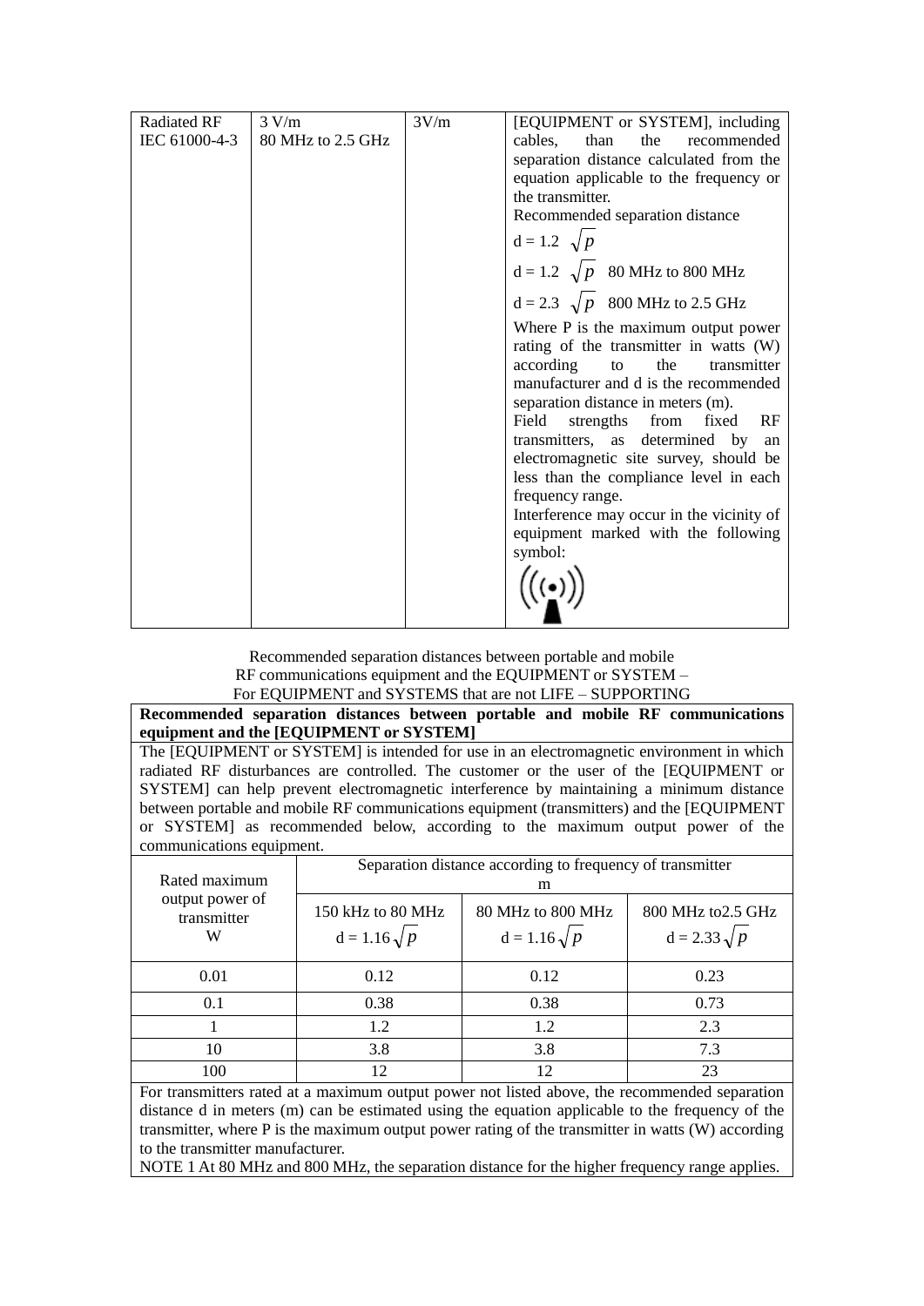| Radiated RF IEC 61000-4-3 | 3 V/m 80 MHz to 2.5 GHz | 3V/m | [EQUIPMENT or SYSTEM], including cables, than the recommended separation distance calculated from the equation applicable to the frequency or the transmitter. Recommended separation distance $d = 1.2 \sqrt{p}$ $d = 1.2 \sqrt{p}$ 80 MHz to 800 MHz $d = 2.3 \sqrt{p}$ 800 MHz to 2.5 GHz Where P is the maximum output power rating of the transmitter in watts (W) according to the transmitter manufacturer and d is the recommended separation distance in meters (m). Field strengths from fixed RF transmitters, as determined by an electromagnetic site survey, should be less than the compliance level in each frequency range. Interference may occur in the vicinity of equipment marked with the following symbol: |
|---|---|---|---|

Recommended separation distances between portable and mobile RF communications equipment and the EQUIPMENT or SYSTEM – For EQUIPMENT and SYSTEMS that are not LIFE – SUPPORTING

**Recommended separation distances between portable and mobile RF communications equipment and the [EQUIPMENT or SYSTEM]**

The [EQUIPMENT or SYSTEM] is intended for use in an electromagnetic environment in which radiated RF disturbances are controlled. The customer or the user of the [EQUIPMENT or SYSTEM] can help prevent electromagnetic interference by maintaining a minimum distance between portable and mobile RF communications equipment (transmitters) and the [EQUIPMENT or SYSTEM] as recommended below, according to the maximum output power of the communications equipment.

| Rated maximum output power of transmitter W | Separation distance according to frequency of transmitter m | | |
|---|---|---|---|
| | 150 kHz to 80 MHz $d = 1.16\sqrt{p}$ | 80 MHz to 800 MHz $d = 1.16\sqrt{p}$ | 800 MHz to2.5 GHz $d = 2.33\sqrt{p}$ |
| 0.01 | 0.12 | 0.12 | 0.23 |
| 0.1 | 0.38 | 0.38 | 0.73 |
| 1 | 1.2 | 1.2 | 2.3 |
| 10 | 3.8 | 3.8 | 7.3 |
| 100 | 12 | 12 | 23 |

For transmitters rated at a maximum output power not listed above, the recommended separation distance d in meters (m) can be estimated using the equation applicable to the frequency of the transmitter, where P is the maximum output power rating of the transmitter in watts (W) according to the transmitter manufacturer.

NOTE 1 At 80 MHz and 800 MHz, the separation distance for the higher frequency range applies.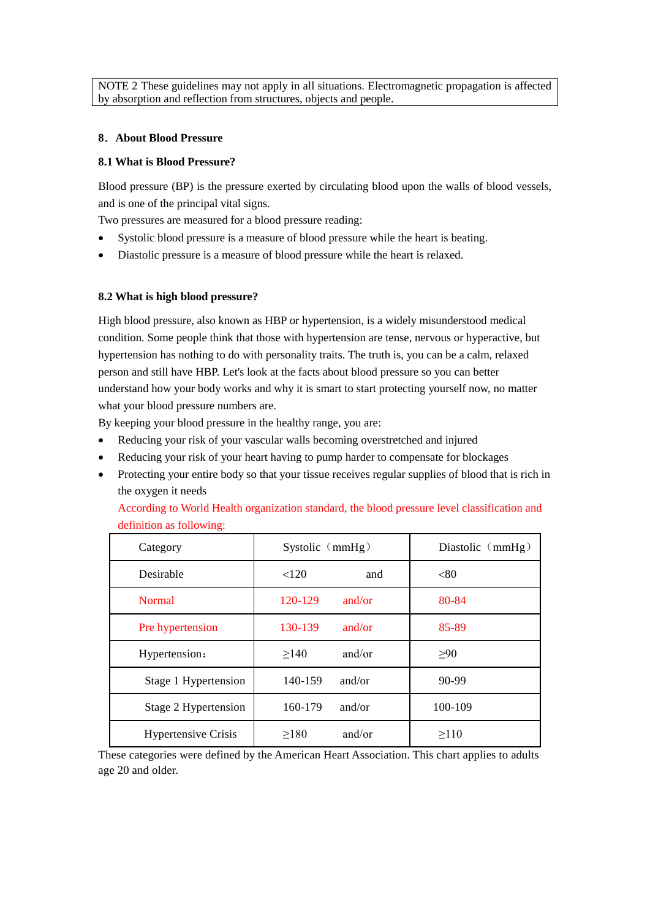NOTE 2 These guidelines may not apply in all situations. Electromagnetic propagation is affected by absorption and reflection from structures, objects and people.

## 8. About Blood Pressure

### 8.1 What is Blood Pressure?

Blood pressure (BP) is the pressure exerted by circulating blood upon the walls of blood vessels, and is one of the principal vital signs.

Two pressures are measured for a blood pressure reading:

- Systolic blood pressure is a measure of blood pressure while the heart is beating.
- Diastolic pressure is a measure of blood pressure while the heart is relaxed.

### 8.2 What is high blood pressure?

High blood pressure, also known as HBP or hypertension, is a widely misunderstood medical condition. Some people think that those with hypertension are tense, nervous or hyperactive, but hypertension has nothing to do with personality traits. The truth is, you can be a calm, relaxed person and still have HBP. Let's look at the facts about blood pressure so you can better understand how your body works and why it is smart to start protecting yourself now, no matter what your blood pressure numbers are.

By keeping your blood pressure in the healthy range, you are:

- Reducing your risk of your vascular walls becoming overstretched and injured
- Reducing your risk of your heart having to pump harder to compensate for blockages
- Protecting your entire body so that your tissue receives regular supplies of blood that is rich in the oxygen it needs

According to World Health organization standard, the blood pressure level classification and definition as following:

| Category | Systolic（mmHg） | | Diastolic（mmHg） |
|---|---|---|---|
| Desirable | <120 | and | <80 |
| Normal | 120-129 | and/or | 80-84 |
| Pre hypertension | 130-139 | and/or | 85-89 |
| Hypertension: | ≥140 | and/or | ≥90 |
| Stage 1 Hypertension | 140-159 | and/or | 90-99 |
| Stage 2 Hypertension | 160-179 | and/or | 100-109 |
| Hypertensive Crisis | ≥180 | and/or | ≥110 |

These categories were defined by the American Heart Association. This chart applies to adults age 20 and older.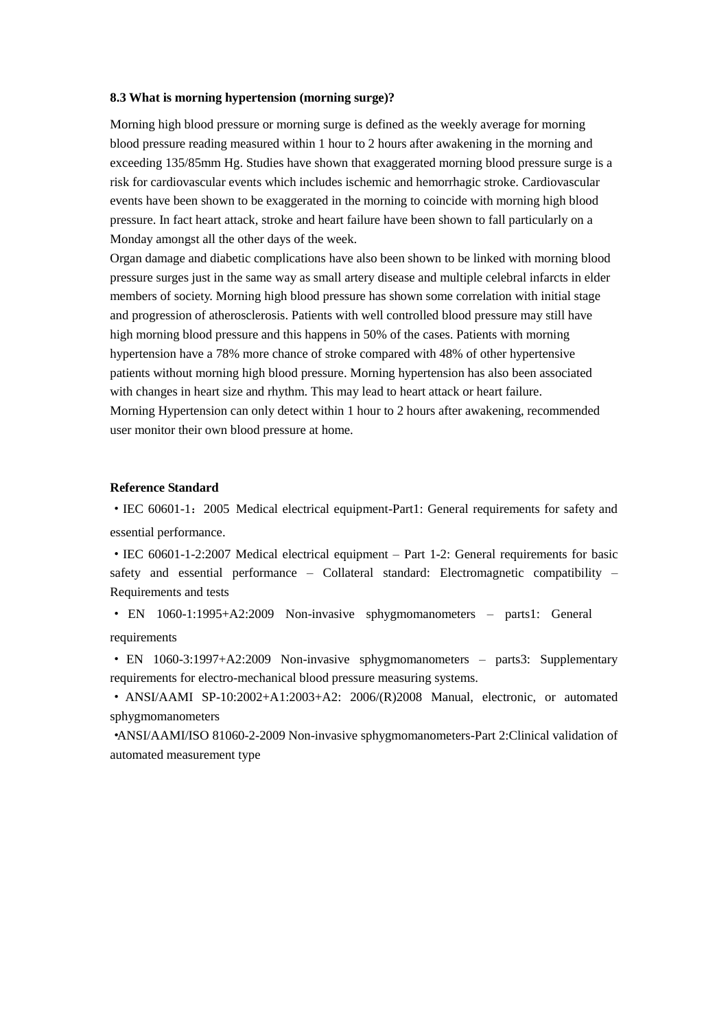**8.3 What is morning hypertension (morning surge)?**

Morning high blood pressure or morning surge is defined as the weekly average for morning blood pressure reading measured within 1 hour to 2 hours after awakening in the morning and exceeding 135/85mm Hg. Studies have shown that exaggerated morning blood pressure surge is a risk for cardiovascular events which includes ischemic and hemorrhagic stroke. Cardiovascular events have been shown to be exaggerated in the morning to coincide with morning high blood pressure. In fact heart attack, stroke and heart failure have been shown to fall particularly on a Monday amongst all the other days of the week.

Organ damage and diabetic complications have also been shown to be linked with morning blood pressure surges just in the same way as small artery disease and multiple celebral infarcts in elder members of society. Morning high blood pressure has shown some correlation with initial stage and progression of atherosclerosis. Patients with well controlled blood pressure may still have high morning blood pressure and this happens in 50% of the cases. Patients with morning hypertension have a 78% more chance of stroke compared with 48% of other hypertensive patients without morning high blood pressure. Morning hypertension has also been associated with changes in heart size and rhythm. This may lead to heart attack or heart failure.

Morning Hypertension can only detect within 1 hour to 2 hours after awakening, recommended user monitor their own blood pressure at home.

**Reference Standard**

- IEC 60601-1：2005 Medical electrical equipment-Part1: General requirements for safety and essential performance.
- IEC 60601-1-2:2007 Medical electrical equipment – Part 1-2: General requirements for basic safety and essential performance – Collateral standard: Electromagnetic compatibility – Requirements and tests
- EN 1060-1:1995+A2:2009 Non-invasive sphygmomanometers – parts1: General requirements
- EN 1060-3:1997+A2:2009 Non-invasive sphygmomanometers – parts3: Supplementary requirements for electro-mechanical blood pressure measuring systems.
- ANSI/AAMI SP-10:2002+A1:2003+A2: 2006/(R)2008 Manual, electronic, or automated sphygmomanometers
- ANSI/AAMI/ISO 81060-2-2009 Non-invasive sphygmomanometers-Part 2:Clinical validation of automated measurement type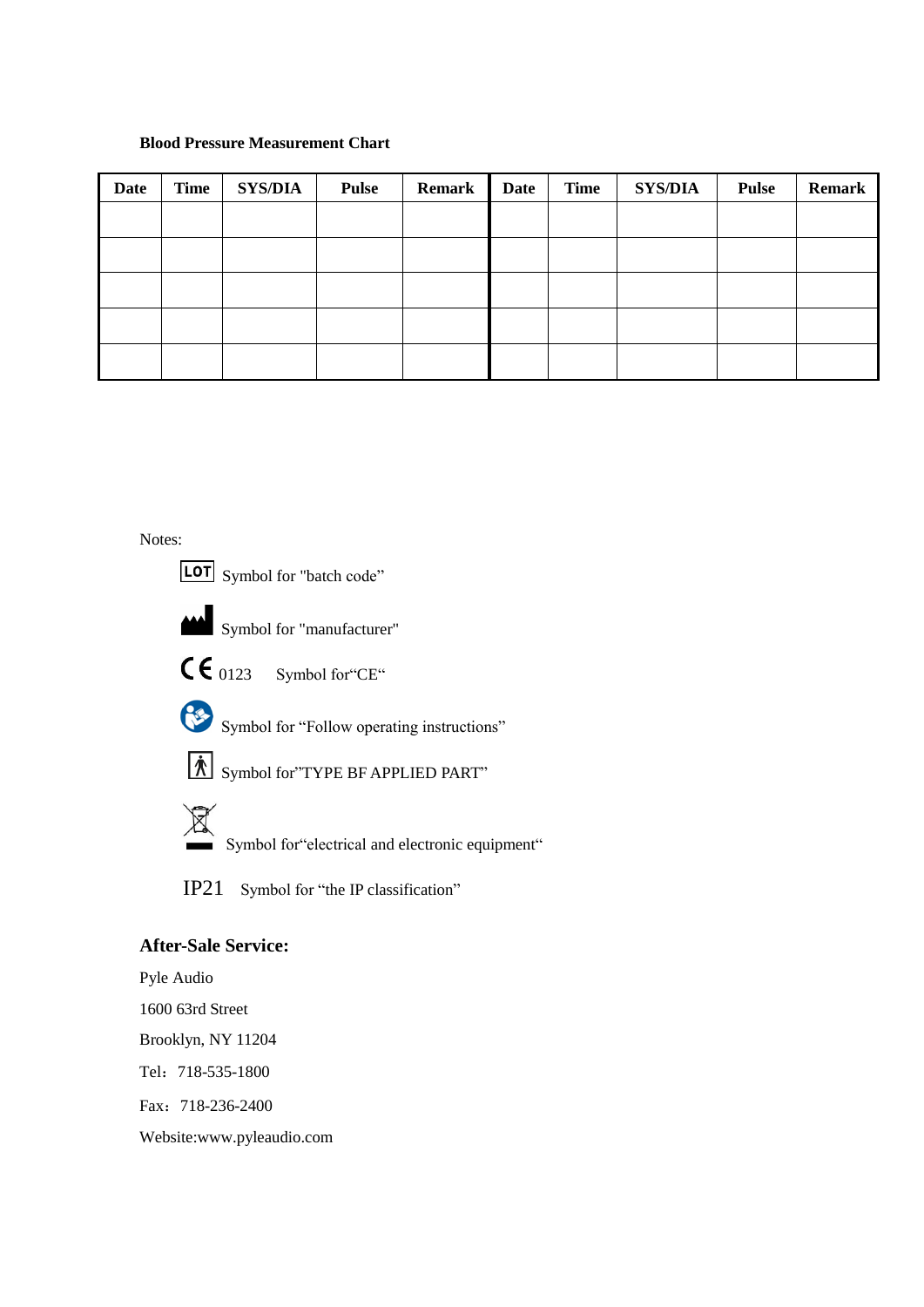**Blood Pressure Measurement Chart**

| Date | Time | SYS/DIA | Pulse | Remark | Date | Time | SYS/DIA | Pulse | Remark |
|---|---|---|---|---|---|---|---|---|---|
| | | | | | | | | | |
| | | | | | | | | | |
| | | | | | | | | | |
| | | | | | | | | | |
| | | | | | | | | | |

Notes:

LOT Symbol for "batch code"

Symbol for "manufacturer"

CE 0123 Symbol for"CE"

Symbol for "Follow operating instructions"

Symbol for"TYPE BF APPLIED PART"

Symbol for"electrical and electronic equipment"

IP21 Symbol for "the IP classification"

### After-Sale Service:

Pyle Audio

1600 63rd Street

Brooklyn, NY 11204

Tel：718-535-1800

Fax：718-236-2400

Website:www.pyleaudio.com